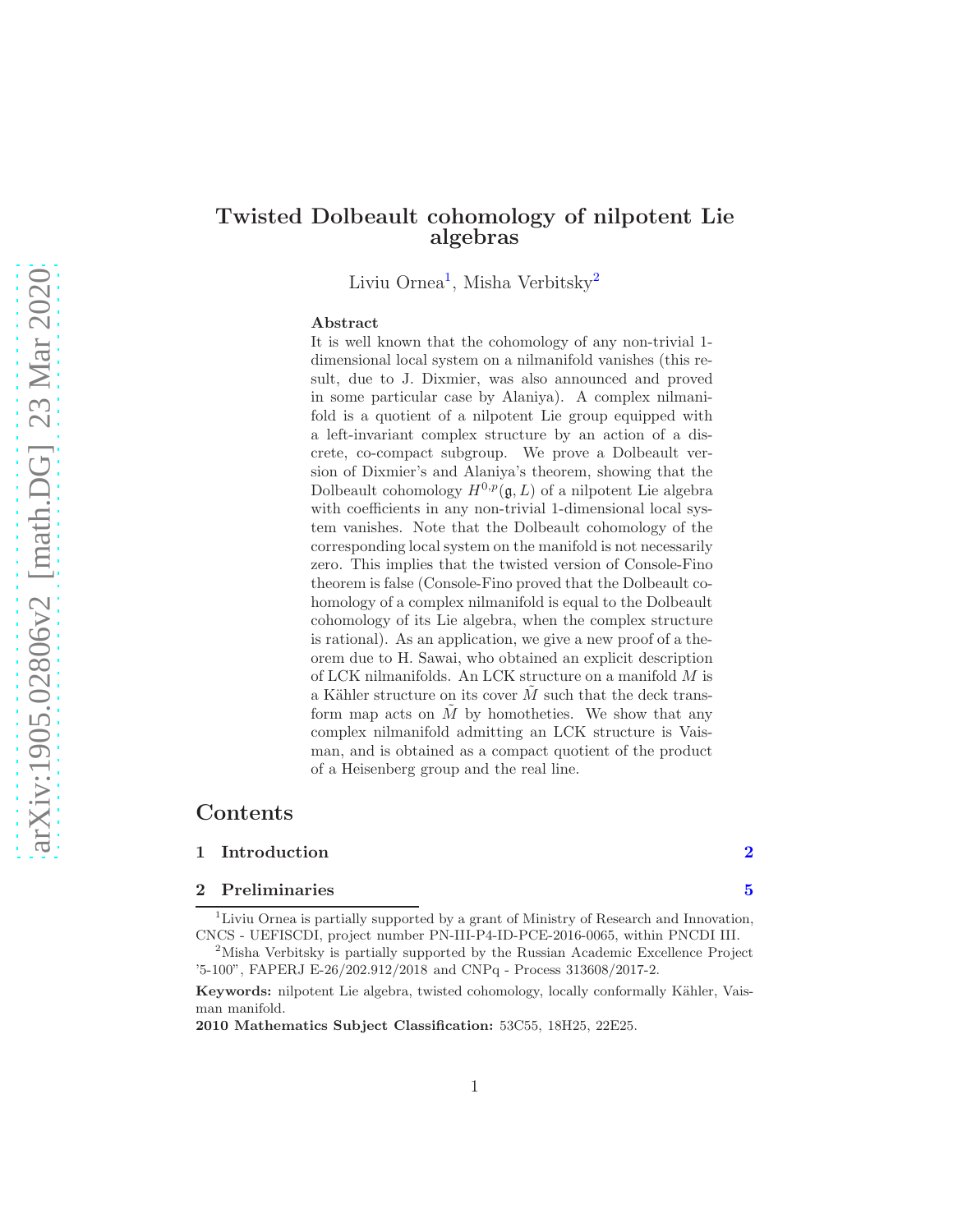# Twisted Dolbeault cohomology of nilpotent Lie algebras

Liviu Ornea[1], Misha Verbitsky[2]

## Abstract

It is well known that the cohomology of any non-trivial 1-dimensional local system on a nilmanifold vanishes (this result, due to J. Dixmier, was also announced and proved in some particular case by Alaniya). A complex nilmanifold is a quotient of a nilpotent Lie group equipped with a left-invariant complex structure by an action of a discrete, co-compact subgroup. We prove a Dolbeault version of Dixmier's and Alaniya's theorem, showing that the Dolbeault cohomology $H^{0,p}(\mathfrak{g}, L)$ of a nilpotent Lie algebra with coefficients in any non-trivial 1-dimensional local system vanishes. Note that the Dolbeault cohomology of the corresponding local system on the manifold is not necessarily zero. This implies that the twisted version of Console-Fino theorem is false (Console-Fino proved that the Dolbeault cohomology of a complex nilmanifold is equal to the Dolbeault cohomology of its Lie algebra, when the complex structure is rational). As an application, we give a new proof of a theorem due to H. Sawai, who obtained an explicit description of LCK nilmanifolds. An LCK structure on a manifold $M$ is a Kähler structure on its cover $\tilde{M}$ such that the deck transform map acts on $\tilde{M}$ by homotheties. We show that any complex nilmanifold admitting an LCK structure is Vaisman, and is obtained as a compact quotient of the product of a Heisenberg group and the real line.

## Contents

**1 Introduction** 2

**2 Preliminaries** 5

[1] Liviu Ornea is partially supported by a grant of Ministry of Research and Innovation, CNCS - UEFISCDI, project number PN-III-P4-ID-PCE-2016-0065, within PNCDI III.

[2] Misha Verbitsky is partially supported by the Russian Academic Excellence Project '5-100", FAPERJ E-26/202.912/2018 and CNPq - Process 313608/2017-2.

**Keywords:** nilpotent Lie algebra, twisted cohomology, locally conformally Kähler, Vaisman manifold.

**2010 Mathematics Subject Classification:** 53C55, 18H25, 22E25.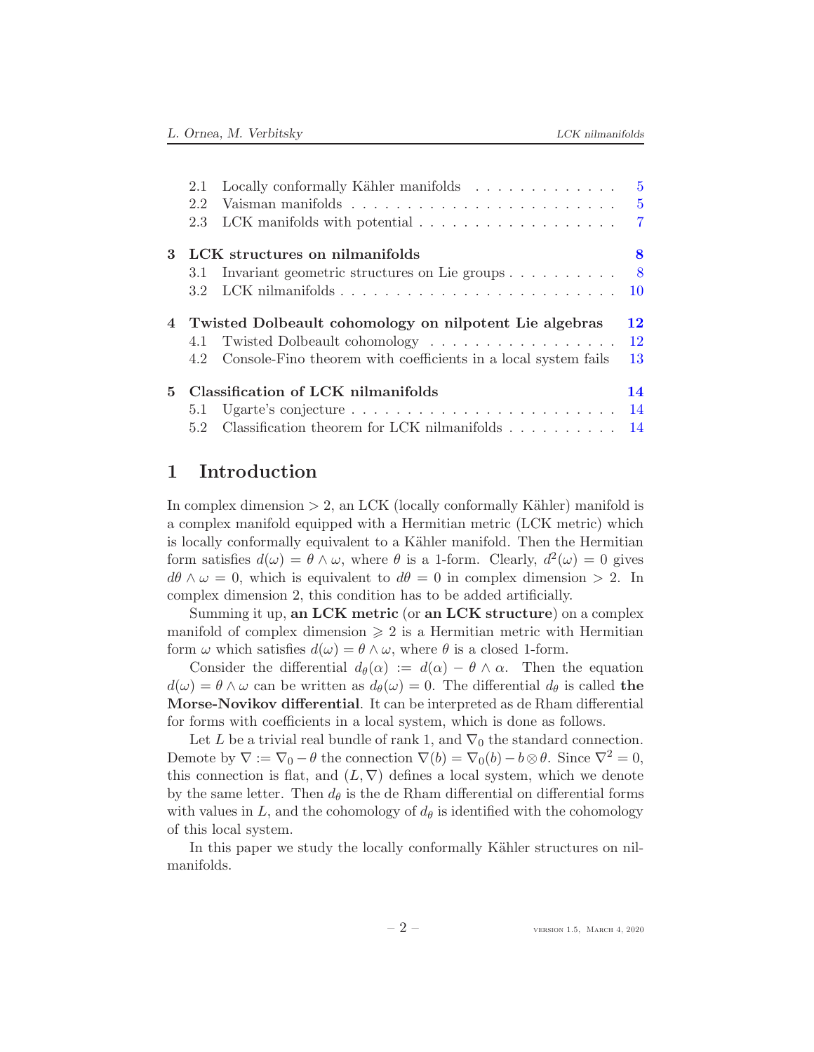| | | |
|---|---|---|
| 2.1 | Locally conformally Kähler manifolds | 5 |
| 2.2 | Vaisman manifolds | 5 |
| 2.3 | LCK manifolds with potential | 7 |
| **3** | **LCK structures on nilmanifolds** | **8** |
| 3.1 | Invariant geometric structures on Lie groups | 8 |
| 3.2 | LCK nilmanifolds | 10 |
| **4** | **Twisted Dolbeault cohomology on nilpotent Lie algebras** | **12** |
| 4.1 | Twisted Dolbeault cohomology | 12 |
| 4.2 | Console-Fino theorem with coefficients in a local system fails | 13 |
| **5** | **Classification of LCK nilmanifolds** | **14** |
| 5.1 | Ugarte's conjecture | 14 |
| 5.2 | Classification theorem for LCK nilmanifolds | 14 |

# 1 Introduction

In complex dimension $> 2$, an LCK (locally conformally Kähler) manifold is a complex manifold equipped with a Hermitian metric (LCK metric) which is locally conformally equivalent to a Kähler manifold. Then the Hermitian form satisfies $d(\omega) = \theta \wedge \omega$, where $\theta$ is a 1-form. Clearly, $d^2(\omega) = 0$ gives $d\theta \wedge \omega = 0$, which is equivalent to $d\theta = 0$ in complex dimension $> 2$. In complex dimension 2, this condition has to be added artificially.

Summing it up, **an LCK metric** (or **an LCK structure**) on a complex manifold of complex dimension $\geqslant 2$ is a Hermitian metric with Hermitian form $\omega$ which satisfies $d(\omega) = \theta \wedge \omega$, where $\theta$ is a closed 1-form.

Consider the differential $d_\theta(\alpha) := d(\alpha) - \theta \wedge \alpha$. Then the equation $d(\omega) = \theta \wedge \omega$ can be written as $d_\theta(\omega) = 0$. The differential $d_\theta$ is called **the Morse-Novikov differential**. It can be interpreted as de Rham differential for forms with coefficients in a local system, which is done as follows.

Let $L$ be a trivial real bundle of rank 1, and $\nabla_0$ the standard connection. Demote by $\nabla := \nabla_0 - \theta$ the connection $\nabla(b) = \nabla_0(b) - b \otimes \theta$. Since $\nabla^2 = 0$, this connection is flat, and $(L, \nabla)$ defines a local system, which we denote by the same letter. Then $d_\theta$ is the de Rham differential on differential forms with values in $L$, and the cohomology of $d_\theta$ is identified with the cohomology of this local system.

In this paper we study the locally conformally Kähler structures on nilmanifolds.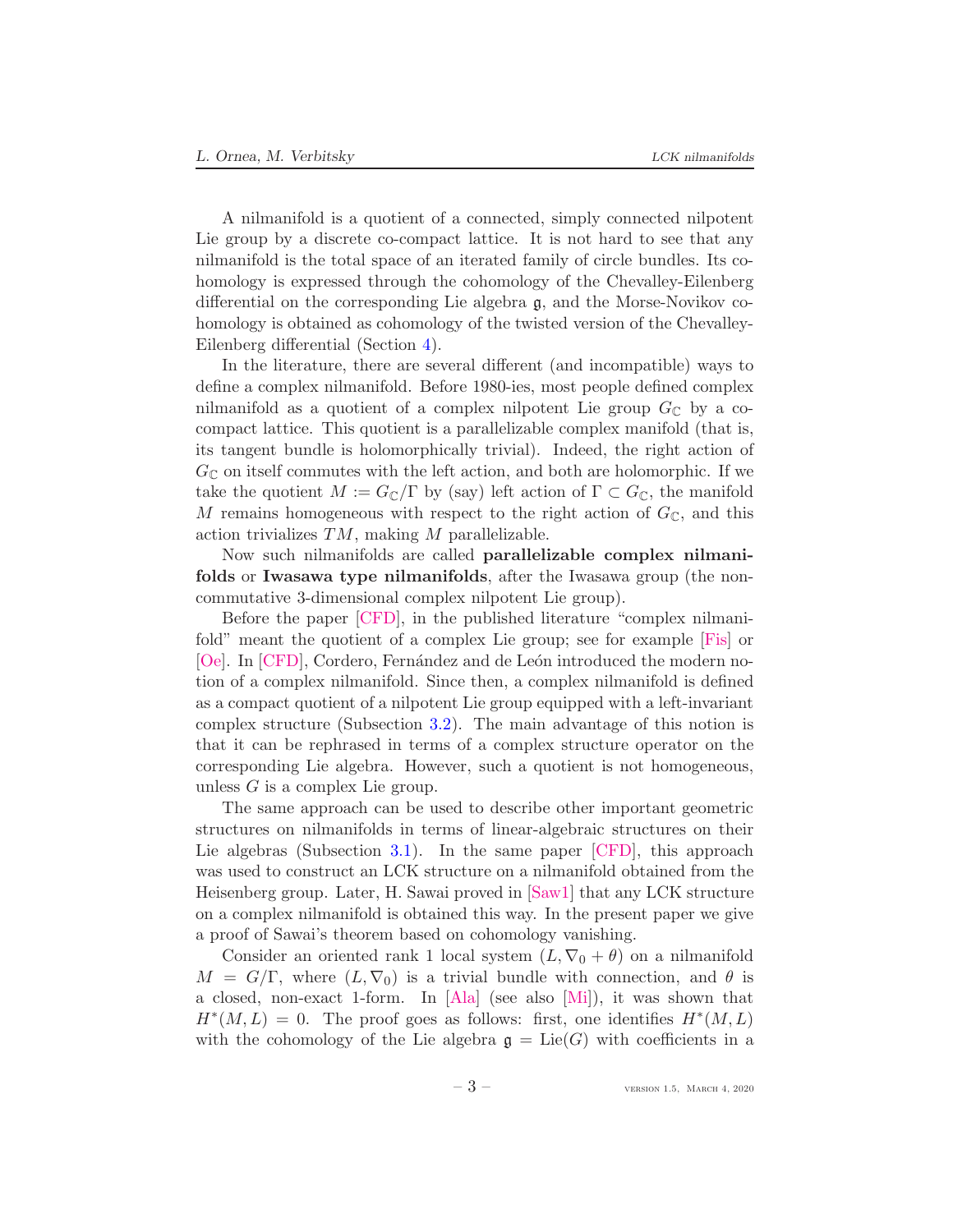A nilmanifold is a quotient of a connected, simply connected nilpotent Lie group by a discrete co-compact lattice. It is not hard to see that any nilmanifold is the total space of an iterated family of circle bundles. Its cohomology is expressed through the cohomology of the Chevalley-Eilenberg differential on the corresponding Lie algebra $\mathfrak{g}$, and the Morse-Novikov cohomology is obtained as cohomology of the twisted version of the Chevalley-Eilenberg differential (Section 4).

In the literature, there are several different (and incompatible) ways to define a complex nilmanifold. Before 1980-ies, most people defined complex nilmanifold as a quotient of a complex nilpotent Lie group $G_{\mathbb{C}}$ by a co-compact lattice. This quotient is a parallelizable complex manifold (that is, its tangent bundle is holomorphically trivial). Indeed, the right action of $G_{\mathbb{C}}$ on itself commutes with the left action, and both are holomorphic. If we take the quotient $M := G_{\mathbb{C}}/\Gamma$ by (say) left action of $\Gamma \subset G_{\mathbb{C}}$, the manifold $M$ remains homogeneous with respect to the right action of $G_{\mathbb{C}}$, and this action trivializes $TM$, making $M$ parallelizable.

Now such nilmanifolds are called **parallelizable complex nilmanifolds** or **Iwasawa type nilmanifolds**, after the Iwasawa group (the non-commutative 3-dimensional complex nilpotent Lie group).

Before the paper [CFD], in the published literature "complex nilmanifold" meant the quotient of a complex Lie group; see for example [Fis] or [Oe]. In [CFD], Cordero, Fernández and de León introduced the modern notion of a complex nilmanifold. Since then, a complex nilmanifold is defined as a compact quotient of a nilpotent Lie group equipped with a left-invariant complex structure (Subsection 3.2). The main advantage of this notion is that it can be rephrased in terms of a complex structure operator on the corresponding Lie algebra. However, such a quotient is not homogeneous, unless $G$ is a complex Lie group.

The same approach can be used to describe other important geometric structures on nilmanifolds in terms of linear-algebraic structures on their Lie algebras (Subsection 3.1). In the same paper [CFD], this approach was used to construct an LCK structure on a nilmanifold obtained from the Heisenberg group. Later, H. Sawai proved in [Saw1] that any LCK structure on a complex nilmanifold is obtained this way. In the present paper we give a proof of Sawai's theorem based on cohomology vanishing.

Consider an oriented rank 1 local system $(L, \nabla_0 + \theta)$ on a nilmanifold $M = G/\Gamma$, where $(L, \nabla_0)$ is a trivial bundle with connection, and $\theta$ is a closed, non-exact 1-form. In [Ala] (see also [Mi]), it was shown that $H^*(M, L) = 0$. The proof goes as follows: first, one identifies $H^*(M, L)$ with the cohomology of the Lie algebra $\mathfrak{g} = \mathrm{Lie}(G)$ with coefficients in a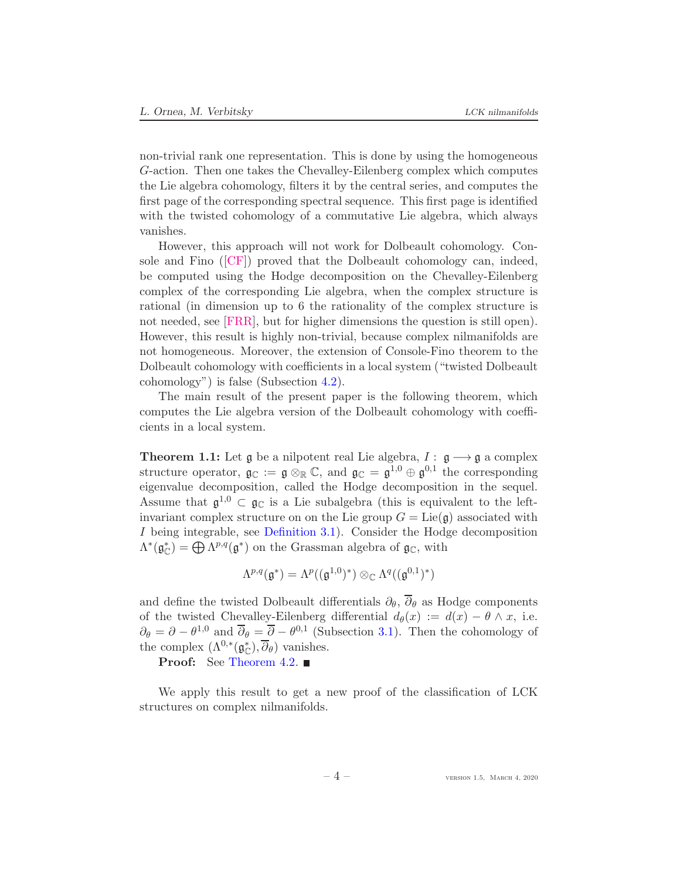non-trivial rank one representation. This is done by using the homogeneous $G$-action. Then one takes the Chevalley-Eilenberg complex which computes the Lie algebra cohomology, filters it by the central series, and computes the first page of the corresponding spectral sequence. This first page is identified with the twisted cohomology of a commutative Lie algebra, which always vanishes.

However, this approach will not work for Dolbeault cohomology. Console and Fino ([CF]) proved that the Dolbeault cohomology can, indeed, be computed using the Hodge decomposition on the Chevalley-Eilenberg complex of the corresponding Lie algebra, when the complex structure is rational (in dimension up to 6 the rationality of the complex structure is not needed, see [FRR], but for higher dimensions the question is still open). However, this result is highly non-trivial, because complex nilmanifolds are not homogeneous. Moreover, the extension of Console-Fino theorem to the Dolbeault cohomology with coefficients in a local system ("twisted Dolbeault cohomology") is false (Subsection 4.2).

The main result of the present paper is the following theorem, which computes the Lie algebra version of the Dolbeault cohomology with coefficients in a local system.

**Theorem 1.1:** Let $\mathfrak{g}$ be a nilpotent real Lie algebra, $I: \mathfrak{g} \longrightarrow \mathfrak{g}$ a complex structure operator, $\mathfrak{g}_{\mathbb{C}} := \mathfrak{g} \otimes_{\mathbb{R}} \mathbb{C}$, and $\mathfrak{g}_{\mathbb{C}} = \mathfrak{g}^{1,0} \oplus \mathfrak{g}^{0,1}$ the corresponding eigenvalue decomposition, called the Hodge decomposition in the sequel. Assume that $\mathfrak{g}^{1,0} \subset \mathfrak{g}_{\mathbb{C}}$ is a Lie subalgebra (this is equivalent to the left-invariant complex structure on on the Lie group $G = \mathrm{Lie}(\mathfrak{g})$ associated with $I$ being integrable, see Definition 3.1). Consider the Hodge decomposition $\Lambda^*(\mathfrak{g}^*_{\mathbb{C}}) = \bigoplus \Lambda^{p,q}(\mathfrak{g}^*)$ on the Grassman algebra of $\mathfrak{g}_{\mathbb{C}}$, with

$$\Lambda^{p,q}(\mathfrak{g}^*) = \Lambda^p((\mathfrak{g}^{1,0})^*) \otimes_{\mathbb{C}} \Lambda^q((\mathfrak{g}^{0,1})^*)$$

and define the twisted Dolbeault differentials $\partial_\theta$, $\overline{\partial}_\theta$ as Hodge components of the twisted Chevalley-Eilenberg differential $d_\theta(x) := d(x) - \theta \wedge x$, i.e. $\partial_\theta = \partial - \theta^{1,0}$ and $\overline{\partial}_\theta = \overline{\partial} - \theta^{0,1}$ (Subsection 3.1). Then the cohomology of the complex $(\Lambda^{0,*}(\mathfrak{g}^*_{\mathbb{C}}), \overline{\partial}_\theta)$ vanishes.

**Proof:** See Theorem 4.2. ■

We apply this result to get a new proof of the classification of LCK structures on complex nilmanifolds.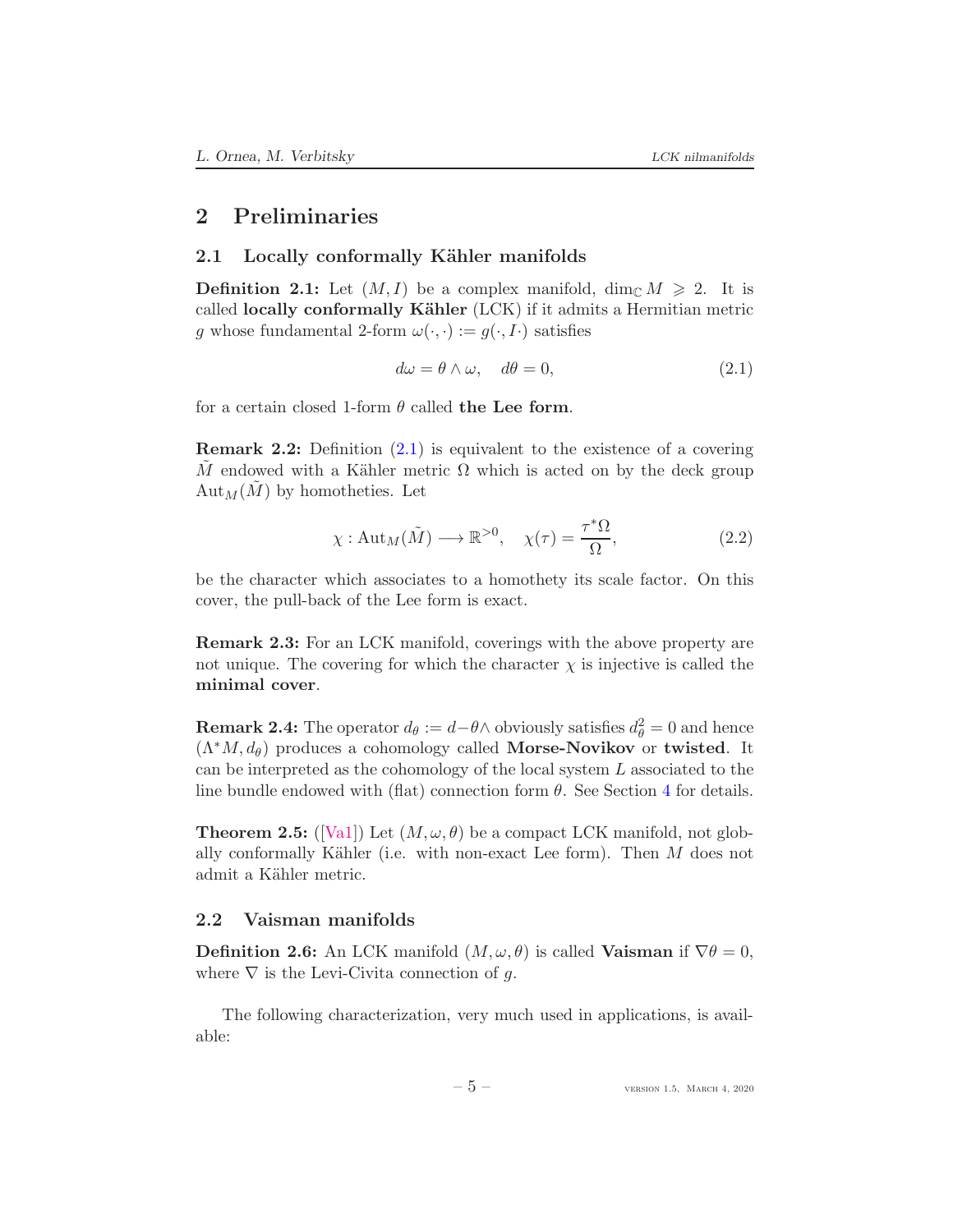## 2 Preliminaries

### 2.1 Locally conformally Kähler manifolds

**Definition 2.1:** Let $(M, I)$ be a complex manifold, $\dim_{\mathbb{C}} M \geqslant 2$. It is called **locally conformally Kähler** (LCK) if it admits a Hermitian metric $g$ whose fundamental 2-form $\omega(\cdot,\cdot) := g(\cdot, I\cdot)$ satisfies

$$d\omega = \theta \wedge \omega, \quad d\theta = 0, \tag{2.1}$$

for a certain closed 1-form $\theta$ called **the Lee form**.

**Remark 2.2:** Definition (2.1) is equivalent to the existence of a covering $\tilde{M}$ endowed with a Kähler metric $\Omega$ which is acted on by the deck group $\operatorname{Aut}_M(\tilde{M})$ by homotheties. Let

$$\chi : \operatorname{Aut}_M(\tilde{M}) \longrightarrow \mathbb{R}^{>0}, \quad \chi(\tau) = \frac{\tau^*\Omega}{\Omega}, \tag{2.2}$$

be the character which associates to a homothety its scale factor. On this cover, the pull-back of the Lee form is exact.

**Remark 2.3:** For an LCK manifold, coverings with the above property are not unique. The covering for which the character $\chi$ is injective is called the **minimal cover**.

**Remark 2.4:** The operator $d_\theta := d - \theta\wedge$ obviously satisfies $d_\theta^2 = 0$ and hence $(\Lambda^* M, d_\theta)$ produces a cohomology called **Morse-Novikov** or **twisted**. It can be interpreted as the cohomology of the local system $L$ associated to the line bundle endowed with (flat) connection form $\theta$. See Section 4 for details.

**Theorem 2.5:** ([Va1]) Let $(M, \omega, \theta)$ be a compact LCK manifold, not globally conformally Kähler (i.e. with non-exact Lee form). Then $M$ does not admit a Kähler metric.

### 2.2 Vaisman manifolds

**Definition 2.6:** An LCK manifold $(M, \omega, \theta)$ is called **Vaisman** if $\nabla\theta = 0$, where $\nabla$ is the Levi-Civita connection of $g$.

The following characterization, very much used in applications, is available: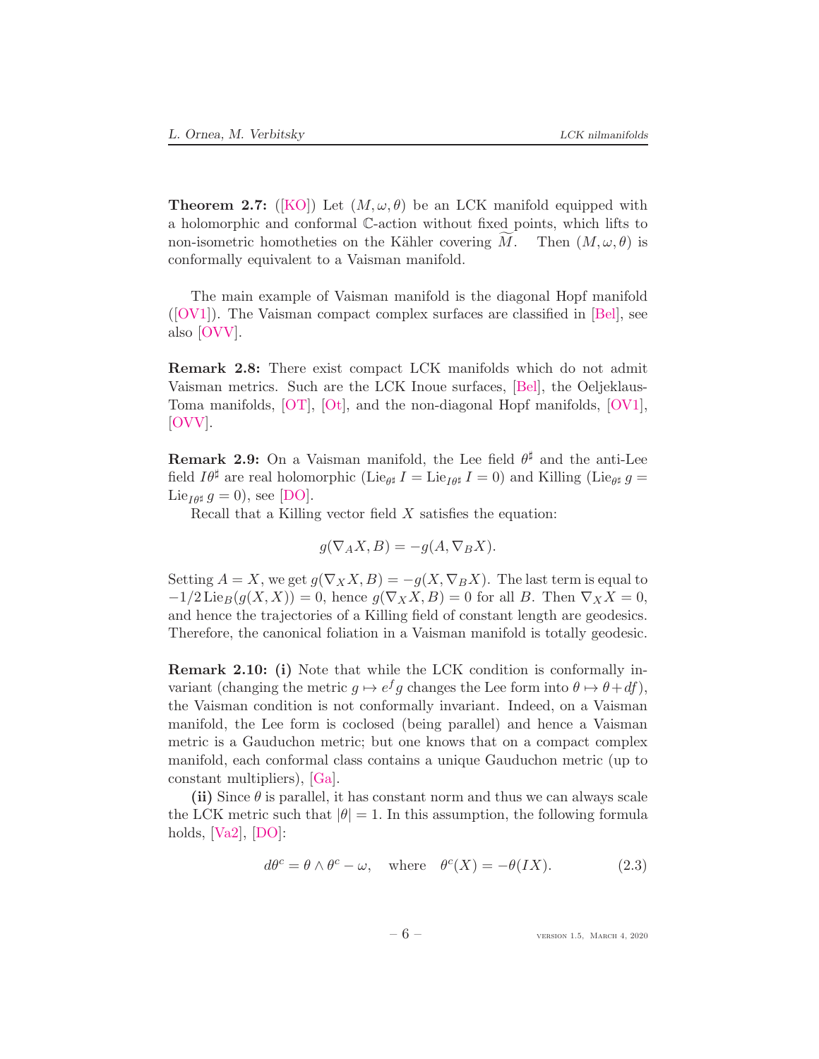**Theorem 2.7:** ([KO]) Let $(M, \omega, \theta)$ be an LCK manifold equipped with a holomorphic and conformal $\mathbb{C}$-action without fixed points, which lifts to non-isometric homotheties on the Kähler covering $\widetilde{M}$. Then $(M, \omega, \theta)$ is conformally equivalent to a Vaisman manifold.

The main example of Vaisman manifold is the diagonal Hopf manifold ([OV1]). The Vaisman compact complex surfaces are classified in [Bel], see also [OVV].

**Remark 2.8:** There exist compact LCK manifolds which do not admit Vaisman metrics. Such are the LCK Inoue surfaces, [Bel], the Oeljeklaus-Toma manifolds, [OT], [Ot], and the non-diagonal Hopf manifolds, [OV1], [OVV].

**Remark 2.9:** On a Vaisman manifold, the Lee field $\theta^\sharp$ and the anti-Lee field $I\theta^\sharp$ are real holomorphic ($\operatorname{Lie}_{\theta^\sharp} I = \operatorname{Lie}_{I\theta^\sharp} I = 0$) and Killing ($\operatorname{Lie}_{\theta^\sharp} g = \operatorname{Lie}_{I\theta^\sharp} g = 0$), see [DO].

Recall that a Killing vector field $X$ satisfies the equation:

$$g(\nabla_A X, B) = -g(A, \nabla_B X).$$

Setting $A = X$, we get $g(\nabla_X X, B) = -g(X, \nabla_B X)$. The last term is equal to $-1/2 \operatorname{Lie}_B(g(X, X)) = 0$, hence $g(\nabla_X X, B) = 0$ for all $B$. Then $\nabla_X X = 0$, and hence the trajectories of a Killing field of constant length are geodesics. Therefore, the canonical foliation in a Vaisman manifold is totally geodesic.

**Remark 2.10:** **(i)** Note that while the LCK condition is conformally invariant (changing the metric $g \mapsto e^f g$ changes the Lee form into $\theta \mapsto \theta + df$), the Vaisman condition is not conformally invariant. Indeed, on a Vaisman manifold, the Lee form is coclosed (being parallel) and hence a Vaisman metric is a Gauduchon metric; but one knows that on a compact complex manifold, each conformal class contains a unique Gauduchon metric (up to constant multipliers), [Ga].

**(ii)** Since $\theta$ is parallel, it has constant norm and thus we can always scale the LCK metric such that $|\theta| = 1$. In this assumption, the following formula holds, [Va2], [DO]:

$$d\theta^c = \theta \wedge \theta^c - \omega, \quad \text{where} \quad \theta^c(X) = -\theta(IX). \tag{2.3}$$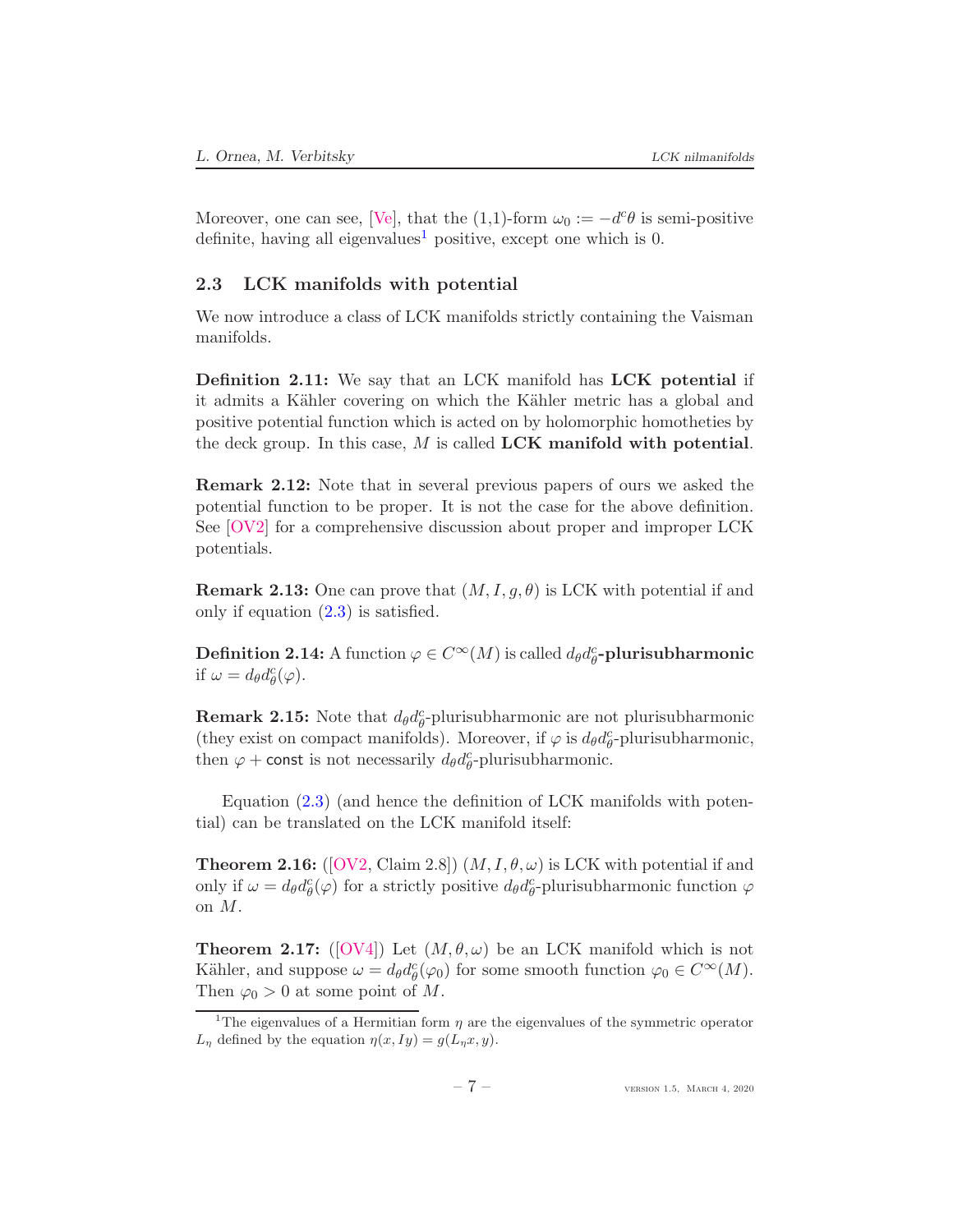Moreover, one can see, [Ve], that the (1,1)-form $\omega_0 := -d^c\theta$ is semi-positive definite, having all eigenvalues[1] positive, except one which is 0.

### 2.3 LCK manifolds with potential

We now introduce a class of LCK manifolds strictly containing the Vaisman manifolds.

**Definition 2.11:** We say that an LCK manifold has **LCK potential** if it admits a Kähler covering on which the Kähler metric has a global and positive potential function which is acted on by holomorphic homotheties by the deck group. In this case, $M$ is called **LCK manifold with potential**.

**Remark 2.12:** Note that in several previous papers of ours we asked the potential function to be proper. It is not the case for the above definition. See [OV2] for a comprehensive discussion about proper and improper LCK potentials.

**Remark 2.13:** One can prove that $(M, I, g, \theta)$ is LCK with potential if and only if equation (2.3) is satisfied.

**Definition 2.14:** A function $\varphi \in C^\infty(M)$ is called $d_\theta d_\theta^c$**-plurisubharmonic** if $\omega = d_\theta d_\theta^c(\varphi)$.

**Remark 2.15:** Note that $d_\theta d_\theta^c$-plurisubharmonic are not plurisubharmonic (they exist on compact manifolds). Moreover, if $\varphi$ is $d_\theta d_\theta^c$-plurisubharmonic, then $\varphi + \mathsf{const}$ is not necessarily $d_\theta d_\theta^c$-plurisubharmonic.

Equation (2.3) (and hence the definition of LCK manifolds with potential) can be translated on the LCK manifold itself:

**Theorem 2.16:** ([OV2, Claim 2.8]) $(M, I, \theta, \omega)$ is LCK with potential if and only if $\omega = d_\theta d_\theta^c(\varphi)$ for a strictly positive $d_\theta d_\theta^c$-plurisubharmonic function $\varphi$ on $M$.

**Theorem 2.17:** ([OV4]) Let $(M, \theta, \omega)$ be an LCK manifold which is not Kähler, and suppose $\omega = d_\theta d_\theta^c(\varphi_0)$ for some smooth function $\varphi_0 \in C^\infty(M)$. Then $\varphi_0 > 0$ at some point of $M$.

---

[1] The eigenvalues of a Hermitian form $\eta$ are the eigenvalues of the symmetric operator $L_\eta$ defined by the equation $\eta(x, Iy) = g(L_\eta x, y)$.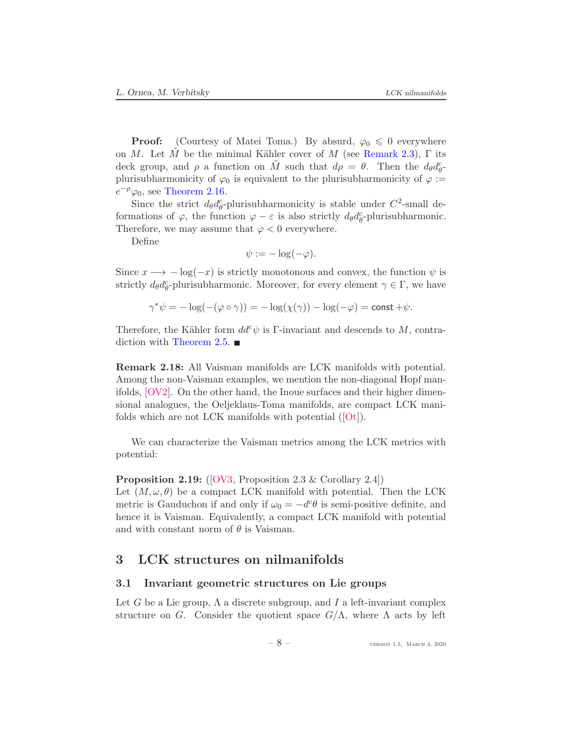**Proof:** (Courtesy of Matei Toma.) By absurd, $\varphi_0 \leqslant 0$ everywhere on $M$. Let $\tilde{M}$ be the minimal Kähler cover of $M$ (see Remark 2.3), $\Gamma$ its deck group, and $\rho$ a function on $\tilde{M}$ such that $d\rho = \theta$. Then the $d_\theta d^c_\theta$-plurisubharmonicity of $\varphi_0$ is equivalent to the plurisubharmonicity of $\varphi := e^{-\rho}\varphi_0$, see Theorem 2.16.

Since the strict $d_\theta d^c_\theta$-plurisubharmonicity is stable under $C^2$-small deformations of $\varphi$, the function $\varphi - \varepsilon$ is also strictly $d_\theta d^c_\theta$-plurisubharmonic. Therefore, we may assume that $\varphi < 0$ everywhere.

Define

$$\psi := -\log(-\varphi).$$

Since $x \longrightarrow -\log(-x)$ is strictly monotonous and convex, the function $\psi$ is strictly $d_\theta d^c_\theta$-plurisubharmonic. Moreover, for every element $\gamma \in \Gamma$, we have

$$\gamma^*\psi = -\log(-(\varphi \circ \gamma)) = -\log(\chi(\gamma)) - \log(-\varphi) = \mathsf{const} + \psi.$$

Therefore, the Kähler form $dd^c\psi$ is $\Gamma$-invariant and descends to $M$, contradiction with Theorem 2.5. ■

**Remark 2.18:** All Vaisman manifolds are LCK manifolds with potential. Among the non-Vaisman examples, we mention the non-diagonal Hopf manifolds, [OV2]. On the other hand, the Inoue surfaces and their higher dimensional analogues, the Oeljeklaus-Toma manifolds, are compact LCK manifolds which are not LCK manifolds with potential ([Ot]).

We can characterize the Vaisman metrics among the LCK metrics with potential:

**Proposition 2.19:** ([OV3, Proposition 2.3 & Corollary 2.4])
Let $(M, \omega, \theta)$ be a compact LCK manifold with potential. Then the LCK metric is Gauduchon if and only if $\omega_0 = -d^c\theta$ is semi-positive definite, and hence it is Vaisman. Equivalently, a compact LCK manifold with potential and with constant norm of $\theta$ is Vaisman.

# 3 LCK structures on nilmanifolds

## 3.1 Invariant geometric structures on Lie groups

Let $G$ be a Lie group, $\Lambda$ a discrete subgroup, and $I$ a left-invariant complex structure on $G$. Consider the quotient space $G/\Lambda$, where $\Lambda$ acts by left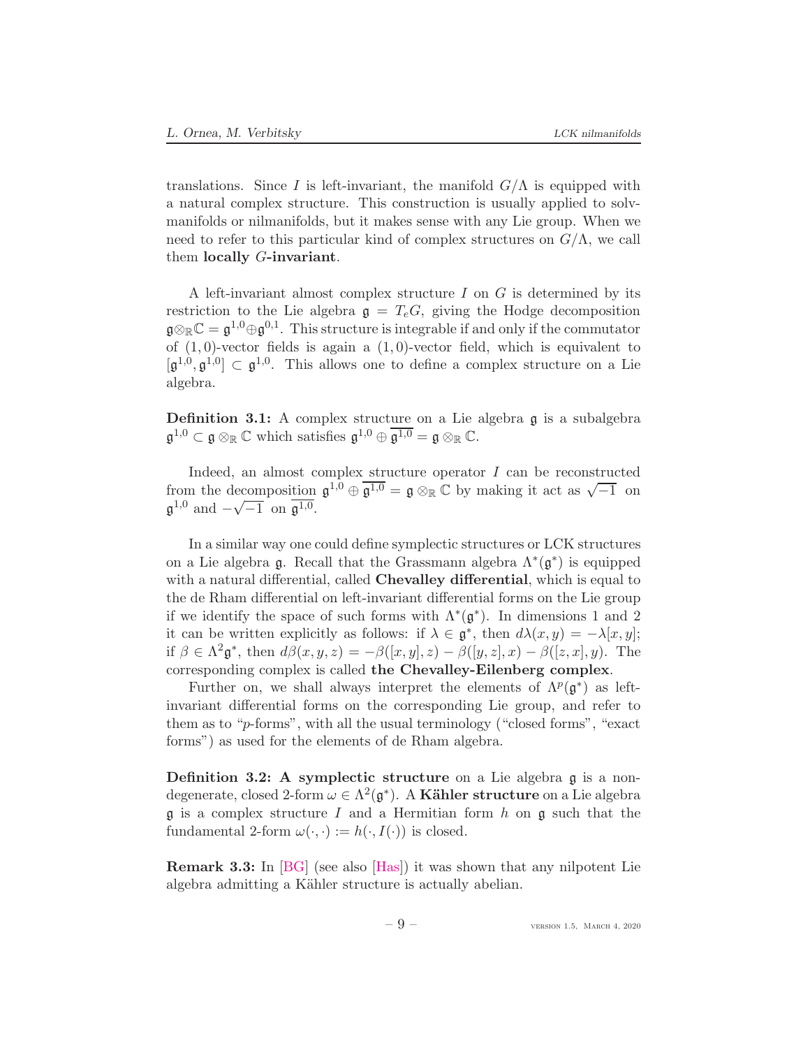translations. Since $I$ is left-invariant, the manifold $G/\Lambda$ is equipped with a natural complex structure. This construction is usually applied to solvmanifolds or nilmanifolds, but it makes sense with any Lie group. When we need to refer to this particular kind of complex structures on $G/\Lambda$, we call them **locally $G$-invariant**.

A left-invariant almost complex structure $I$ on $G$ is determined by its restriction to the Lie algebra $\mathfrak{g} = T_eG$, giving the Hodge decomposition $\mathfrak{g}\otimes_{\mathbb{R}}\mathbb{C} = \mathfrak{g}^{1,0}\oplus\mathfrak{g}^{0,1}$. This structure is integrable if and only if the commutator of $(1,0)$-vector fields is again a $(1,0)$-vector field, which is equivalent to $[\mathfrak{g}^{1,0}, \mathfrak{g}^{1,0}] \subset \mathfrak{g}^{1,0}$. This allows one to define a complex structure on a Lie algebra.

**Definition 3.1:** A complex structure on a Lie algebra $\mathfrak{g}$ is a subalgebra $\mathfrak{g}^{1,0} \subset \mathfrak{g}\otimes_{\mathbb{R}}\mathbb{C}$ which satisfies $\mathfrak{g}^{1,0} \oplus \overline{\mathfrak{g}^{1,0}} = \mathfrak{g}\otimes_{\mathbb{R}}\mathbb{C}$.

Indeed, an almost complex structure operator $I$ can be reconstructed from the decomposition $\mathfrak{g}^{1,0} \oplus \overline{\mathfrak{g}^{1,0}} = \mathfrak{g}\otimes_{\mathbb{R}}\mathbb{C}$ by making it act as $\sqrt{-1}$ on $\mathfrak{g}^{1,0}$ and $-\sqrt{-1}$ on $\overline{\mathfrak{g}^{1,0}}$.

In a similar way one could define symplectic structures or LCK structures on a Lie algebra $\mathfrak{g}$. Recall that the Grassmann algebra $\Lambda^*(\mathfrak{g}^*)$ is equipped with a natural differential, called **Chevalley differential**, which is equal to the de Rham differential on left-invariant differential forms on the Lie group if we identify the space of such forms with $\Lambda^*(\mathfrak{g}^*)$. In dimensions 1 and 2 it can be written explicitly as follows: if $\lambda \in \mathfrak{g}^*$, then $d\lambda(x,y) = -\lambda[x,y]$; if $\beta \in \Lambda^2\mathfrak{g}^*$, then $d\beta(x,y,z) = -\beta([x,y],z) - \beta([y,z],x) - \beta([z,x],y)$. The corresponding complex is called **the Chevalley-Eilenberg complex**.

Further on, we shall always interpret the elements of $\Lambda^p(\mathfrak{g}^*)$ as left-invariant differential forms on the corresponding Lie group, and refer to them as to "$p$-forms", with all the usual terminology ("closed forms", "exact forms") as used for the elements of de Rham algebra.

**Definition 3.2: A symplectic structure** on a Lie algebra $\mathfrak{g}$ is a non-degenerate, closed 2-form $\omega \in \Lambda^2(\mathfrak{g}^*)$. A **Kähler structure** on a Lie algebra $\mathfrak{g}$ is a complex structure $I$ and a Hermitian form $h$ on $\mathfrak{g}$ such that the fundamental 2-form $\omega(\cdot,\cdot) := h(\cdot, I(\cdot))$ is closed.

**Remark 3.3:** In [BG] (see also [Has]) it was shown that any nilpotent Lie algebra admitting a Kähler structure is actually abelian.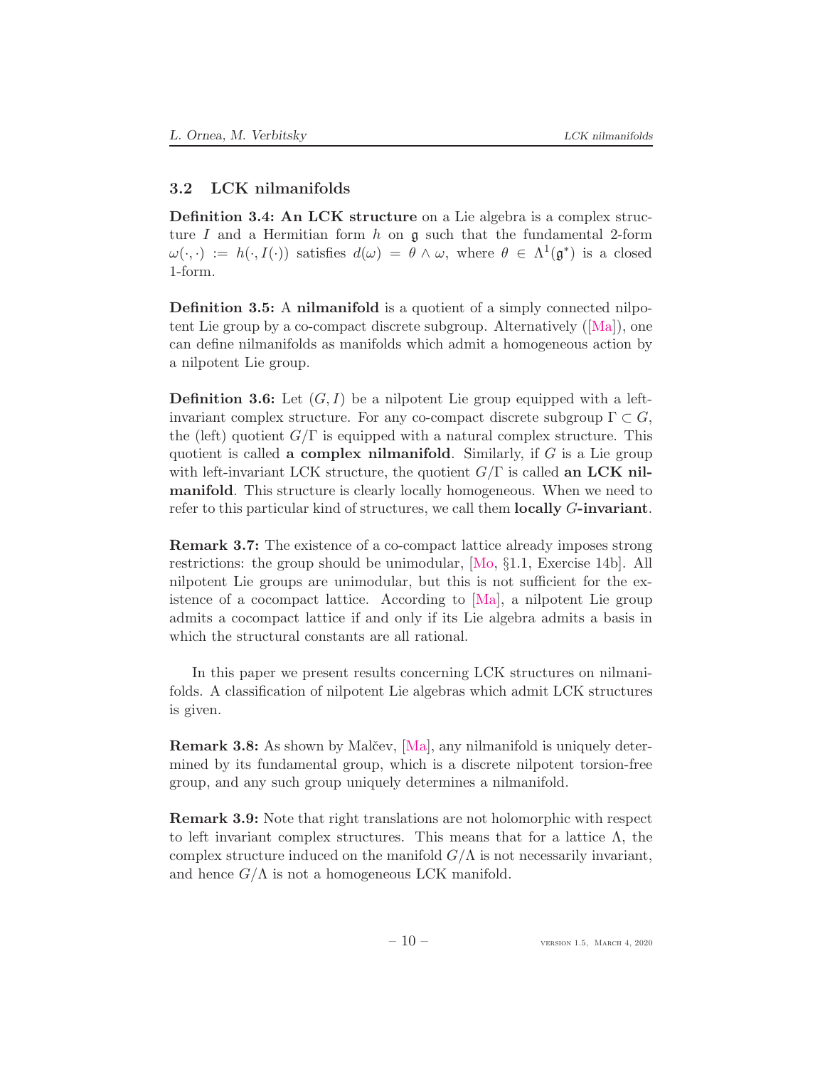### 3.2 LCK nilmanifolds

**Definition 3.4: An LCK structure** on a Lie algebra is a complex structure $I$ and a Hermitian form $h$ on $\mathfrak{g}$ such that the fundamental 2-form $\omega(\cdot,\cdot) := h(\cdot, I(\cdot))$ satisfies $d(\omega) = \theta \wedge \omega$, where $\theta \in \Lambda^1(\mathfrak{g}^*)$ is a closed 1-form.

**Definition 3.5:** A **nilmanifold** is a quotient of a simply connected nilpotent Lie group by a co-compact discrete subgroup. Alternatively ([Ma]), one can define nilmanifolds as manifolds which admit a homogeneous action by a nilpotent Lie group.

**Definition 3.6:** Let $(G, I)$ be a nilpotent Lie group equipped with a left-invariant complex structure. For any co-compact discrete subgroup $\Gamma \subset G$, the (left) quotient $G/\Gamma$ is equipped with a natural complex structure. This quotient is called **a complex nilmanifold**. Similarly, if $G$ is a Lie group with left-invariant LCK structure, the quotient $G/\Gamma$ is called **an LCK nilmanifold**. This structure is clearly locally homogeneous. When we need to refer to this particular kind of structures, we call them **locally $G$-invariant**.

**Remark 3.7:** The existence of a co-compact lattice already imposes strong restrictions: the group should be unimodular, [Mo, §1.1, Exercise 14b]. All nilpotent Lie groups are unimodular, but this is not sufficient for the existence of a cocompact lattice. According to [Ma], a nilpotent Lie group admits a cocompact lattice if and only if its Lie algebra admits a basis in which the structural constants are all rational.

In this paper we present results concerning LCK structures on nilmanifolds. A classification of nilpotent Lie algebras which admit LCK structures is given.

**Remark 3.8:** As shown by Malčev, [Ma], any nilmanifold is uniquely determined by its fundamental group, which is a discrete nilpotent torsion-free group, and any such group uniquely determines a nilmanifold.

**Remark 3.9:** Note that right translations are not holomorphic with respect to left invariant complex structures. This means that for a lattice $\Lambda$, the complex structure induced on the manifold $G/\Lambda$ is not necessarily invariant, and hence $G/\Lambda$ is not a homogeneous LCK manifold.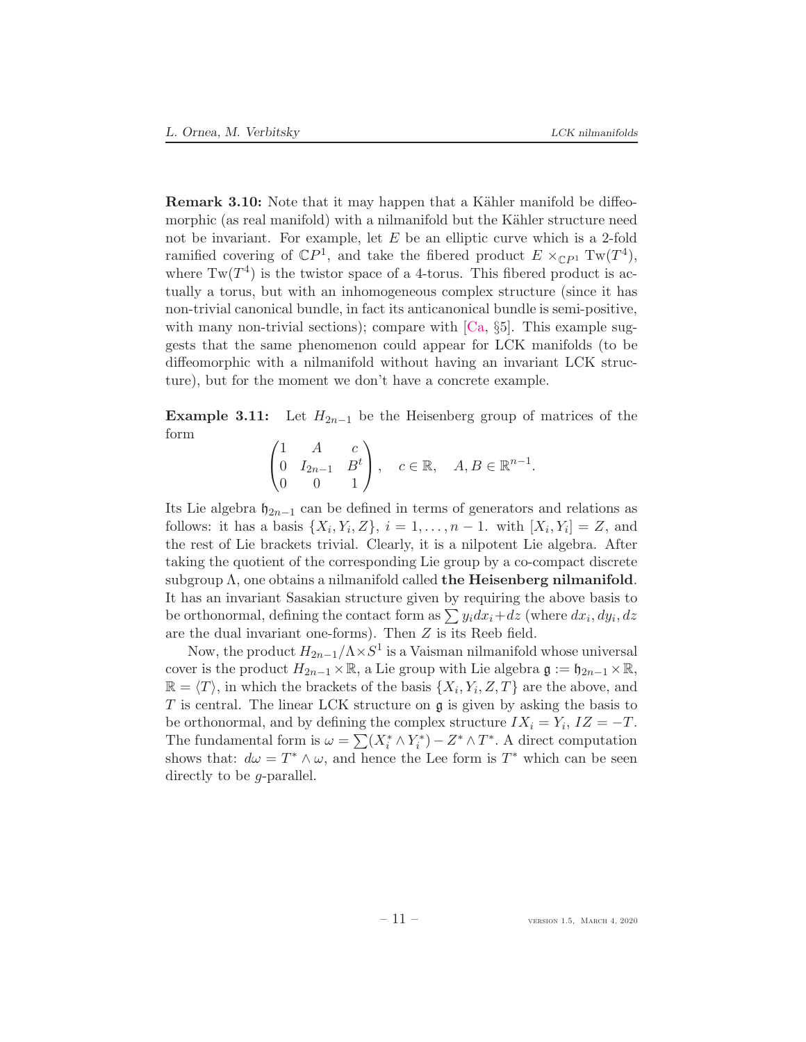**Remark 3.10:** Note that it may happen that a Kähler manifold be diffeomorphic (as real manifold) with a nilmanifold but the Kähler structure need not be invariant. For example, let $E$ be an elliptic curve which is a 2-fold ramified covering of $\mathbb{C}P^1$, and take the fibered product $E \times_{\mathbb{C}P^1} \mathrm{Tw}(T^4)$, where $\mathrm{Tw}(T^4)$ is the twistor space of a 4-torus. This fibered product is actually a torus, but with an inhomogeneous complex structure (since it has non-trivial canonical bundle, in fact its anticanonical bundle is semi-positive, with many non-trivial sections); compare with [Ca, §5]. This example suggests that the same phenomenon could appear for LCK manifolds (to be diffeomorphic with a nilmanifold without having an invariant LCK structure), but for the moment we don't have a concrete example.

**Example 3.11:** Let $H_{2n-1}$ be the Heisenberg group of matrices of the form

$$\begin{pmatrix} 1 & A & c \\ 0 & I_{2n-1} & B^t \\ 0 & 0 & 1 \end{pmatrix}, \quad c \in \mathbb{R}, \quad A, B \in \mathbb{R}^{n-1}.$$

Its Lie algebra $\mathfrak{h}_{2n-1}$ can be defined in terms of generators and relations as follows: it has a basis $\{X_i, Y_i, Z\}$, $i = 1, \ldots, n-1$. with $[X_i, Y_i] = Z$, and the rest of Lie brackets trivial. Clearly, it is a nilpotent Lie algebra. After taking the quotient of the corresponding Lie group by a co-compact discrete subgroup $\Lambda$, one obtains a nilmanifold called **the Heisenberg nilmanifold**. It has an invariant Sasakian structure given by requiring the above basis to be orthonormal, defining the contact form as $\sum y_i dx_i + dz$ (where $dx_i, dy_i, dz$ are the dual invariant one-forms). Then $Z$ is its Reeb field.

Now, the product $H_{2n-1}/\Lambda \times S^1$ is a Vaisman nilmanifold whose universal cover is the product $H_{2n-1} \times \mathbb{R}$, a Lie group with Lie algebra $\mathfrak{g} := \mathfrak{h}_{2n-1} \times \mathbb{R}$, $\mathbb{R} = \langle T \rangle$, in which the brackets of the basis $\{X_i, Y_i, Z, T\}$ are the above, and $T$ is central. The linear LCK structure on $\mathfrak{g}$ is given by asking the basis to be orthonormal, and by defining the complex structure $IX_i = Y_i$, $IZ = -T$. The fundamental form is $\omega = \sum (X_i^* \wedge Y_i^*) - Z^* \wedge T^*$. A direct computation shows that: $d\omega = T^* \wedge \omega$, and hence the Lee form is $T^*$ which can be seen directly to be $g$-parallel.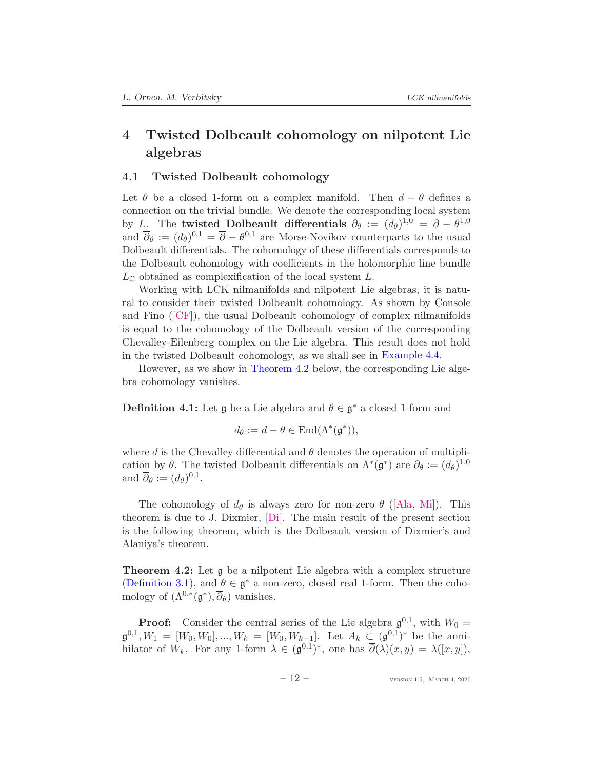# 4 Twisted Dolbeault cohomology on nilpotent Lie algebras

## 4.1 Twisted Dolbeault cohomology

Let $\theta$ be a closed 1-form on a complex manifold. Then $d - \theta$ defines a connection on the trivial bundle. We denote the corresponding local system by $L$. The **twisted Dolbeault differentials** $\partial_\theta := (d_\theta)^{1,0} = \partial - \theta^{1,0}$ and $\overline{\partial}_\theta := (d_\theta)^{0,1} = \overline{\partial} - \theta^{0,1}$ are Morse-Novikov counterparts to the usual Dolbeault differentials. The cohomology of these differentials corresponds to the Dolbeault cohomology with coefficients in the holomorphic line bundle $L_{\mathbb{C}}$ obtained as complexification of the local system $L$.

Working with LCK nilmanifolds and nilpotent Lie algebras, it is natural to consider their twisted Dolbeault cohomology. As shown by Console and Fino ([CF]), the usual Dolbeault cohomology of complex nilmanifolds is equal to the cohomology of the Dolbeault version of the corresponding Chevalley-Eilenberg complex on the Lie algebra. This result does not hold in the twisted Dolbeault cohomology, as we shall see in Example 4.4.

However, as we show in Theorem 4.2 below, the corresponding Lie algebra cohomology vanishes.

**Definition 4.1:** Let $\mathfrak{g}$ be a Lie algebra and $\theta \in \mathfrak{g}^*$ a closed 1-form and

$$d_\theta := d - \theta \in \operatorname{End}(\Lambda^*(\mathfrak{g}^*)),$$

where $d$ is the Chevalley differential and $\theta$ denotes the operation of multiplication by $\theta$. The twisted Dolbeault differentials on $\Lambda^*(\mathfrak{g}^*)$ are $\partial_\theta := (d_\theta)^{1,0}$ and $\overline{\partial}_\theta := (d_\theta)^{0,1}$.

The cohomology of $d_\theta$ is always zero for non-zero $\theta$ ([Ala, Mi]). This theorem is due to J. Dixmier, [Di]. The main result of the present section is the following theorem, which is the Dolbeault version of Dixmier's and Alaniya's theorem.

**Theorem 4.2:** Let $\mathfrak{g}$ be a nilpotent Lie algebra with a complex structure (Definition 3.1), and $\theta \in \mathfrak{g}^*$ a non-zero, closed real 1-form. Then the cohomology of $(\Lambda^{0,*}(\mathfrak{g}^*), \overline{\partial}_\theta)$ vanishes.

**Proof:** Consider the central series of the Lie algebra $\mathfrak{g}^{0,1}$, with $W_0 = \mathfrak{g}^{0,1}, W_1 = [W_0, W_0], ..., W_k = [W_0, W_{k-1}]$. Let $A_k \subset (\mathfrak{g}^{0,1})^*$ be the annihilator of $W_k$. For any 1-form $\lambda \in (\mathfrak{g}^{0,1})^*$, one has $\overline{\partial}(\lambda)(x,y) = \lambda([x,y])$,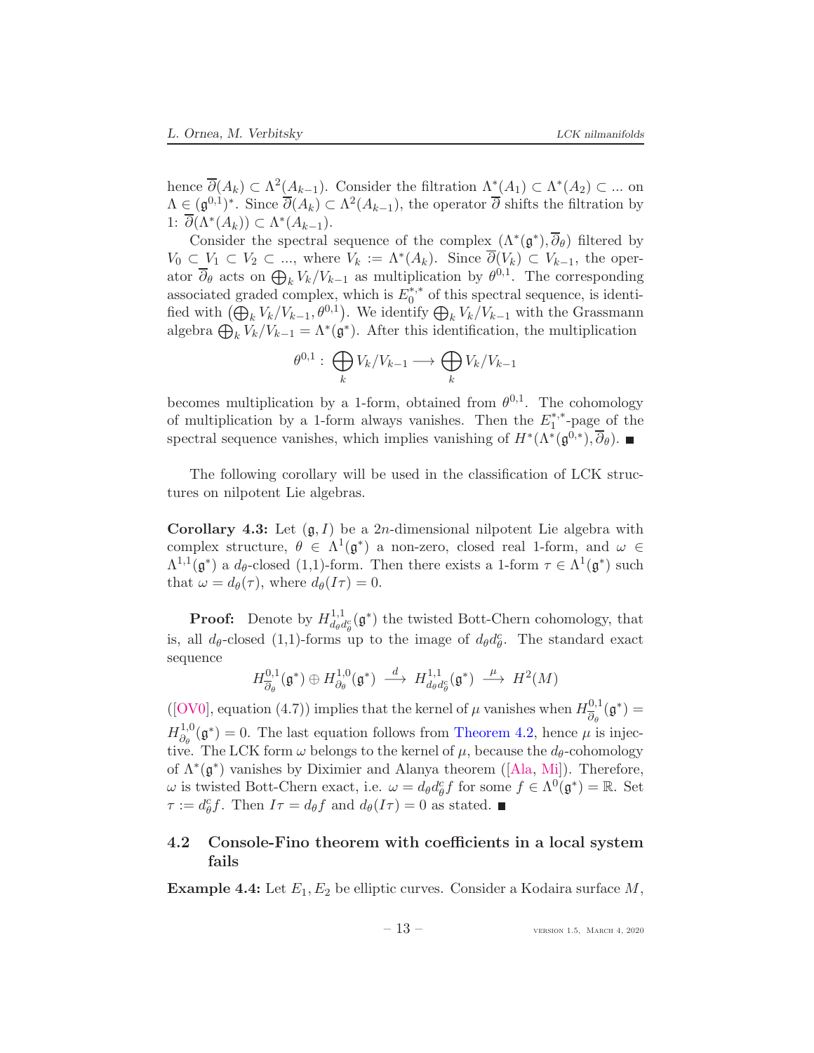hence $\overline{\partial}(A_k) \subset \Lambda^2(A_{k-1})$. Consider the filtration $\Lambda^*(A_1) \subset \Lambda^*(A_2) \subset ...$ on $\Lambda \in (\mathfrak{g}^{0,1})^*$. Since $\overline{\partial}(A_k) \subset \Lambda^2(A_{k-1})$, the operator $\overline{\partial}$ shifts the filtration by 1: $\overline{\partial}(\Lambda^*(A_k)) \subset \Lambda^*(A_{k-1})$.

Consider the spectral sequence of the complex $(\Lambda^*(\mathfrak{g}^*), \overline{\partial}_\theta)$ filtered by $V_0 \subset V_1 \subset V_2 \subset ...$, where $V_k := \Lambda^*(A_k)$. Since $\overline{\partial}(V_k) \subset V_{k-1}$, the operator $\overline{\partial}_\theta$ acts on $\bigoplus_k V_k/V_{k-1}$ as multiplication by $\theta^{0,1}$. The corresponding associated graded complex, which is $E_0^{*,*}$ of this spectral sequence, is identified with $\left(\bigoplus_k V_k/V_{k-1}, \theta^{0,1}\right)$. We identify $\bigoplus_k V_k/V_{k-1}$ with the Grassmann algebra $\bigoplus_k V_k/V_{k-1} = \Lambda^*(\mathfrak{g}^*)$. After this identification, the multiplication

$$\theta^{0,1}: \bigoplus_k V_k/V_{k-1} \longrightarrow \bigoplus_k V_k/V_{k-1}$$

becomes multiplication by a 1-form, obtained from $\theta^{0,1}$. The cohomology of multiplication by a 1-form always vanishes. Then the $E_1^{*,*}$-page of the spectral sequence vanishes, which implies vanishing of $H^*(\Lambda^*(\mathfrak{g}^{0,*}), \overline{\partial}_\theta)$. ■

The following corollary will be used in the classification of LCK structures on nilpotent Lie algebras.

**Corollary 4.3:** Let $(\mathfrak{g}, I)$ be a $2n$-dimensional nilpotent Lie algebra with complex structure, $\theta \in \Lambda^1(\mathfrak{g}^*)$ a non-zero, closed real 1-form, and $\omega \in \Lambda^{1,1}(\mathfrak{g}^*)$ a $d_\theta$-closed (1,1)-form. Then there exists a 1-form $\tau \in \Lambda^1(\mathfrak{g}^*)$ such that $\omega = d_\theta(\tau)$, where $d_\theta(I\tau) = 0$.

**Proof:** Denote by $H^{1,1}_{d_\theta d^c_\theta}(\mathfrak{g}^*)$ the twisted Bott-Chern cohomology, that is, all $d_\theta$-closed (1,1)-forms up to the image of $d_\theta d^c_\theta$. The standard exact sequence

$$H^{0,1}_{\overline{\partial}_\theta}(\mathfrak{g}^*) \oplus H^{1,0}_{\partial_\theta}(\mathfrak{g}^*) \stackrel{d}{\longrightarrow} H^{1,1}_{d_\theta d^c_\theta}(\mathfrak{g}^*) \stackrel{\mu}{\longrightarrow} H^2(M)$$

([OV0], equation (4.7)) implies that the kernel of $\mu$ vanishes when $H^{0,1}_{\overline{\partial}_\theta}(\mathfrak{g}^*) = H^{1,0}_{\partial_\theta}(\mathfrak{g}^*) = 0$. The last equation follows from Theorem 4.2, hence $\mu$ is injective. The LCK form $\omega$ belongs to the kernel of $\mu$, because the $d_\theta$-cohomology of $\Lambda^*(\mathfrak{g}^*)$ vanishes by Diximier and Alanya theorem ([Ala, Mi]). Therefore, $\omega$ is twisted Bott-Chern exact, i.e. $\omega = d_\theta d^c_\theta f$ for some $f \in \Lambda^0(\mathfrak{g}^*) = \mathbb{R}$. Set $\tau := d^c_\theta f$. Then $I\tau = d_\theta f$ and $d_\theta(I\tau) = 0$ as stated. ■

## 4.2 Console-Fino theorem with coefficients in a local system fails

**Example 4.4:** Let $E_1, E_2$ be elliptic curves. Consider a Kodaira surface $M$,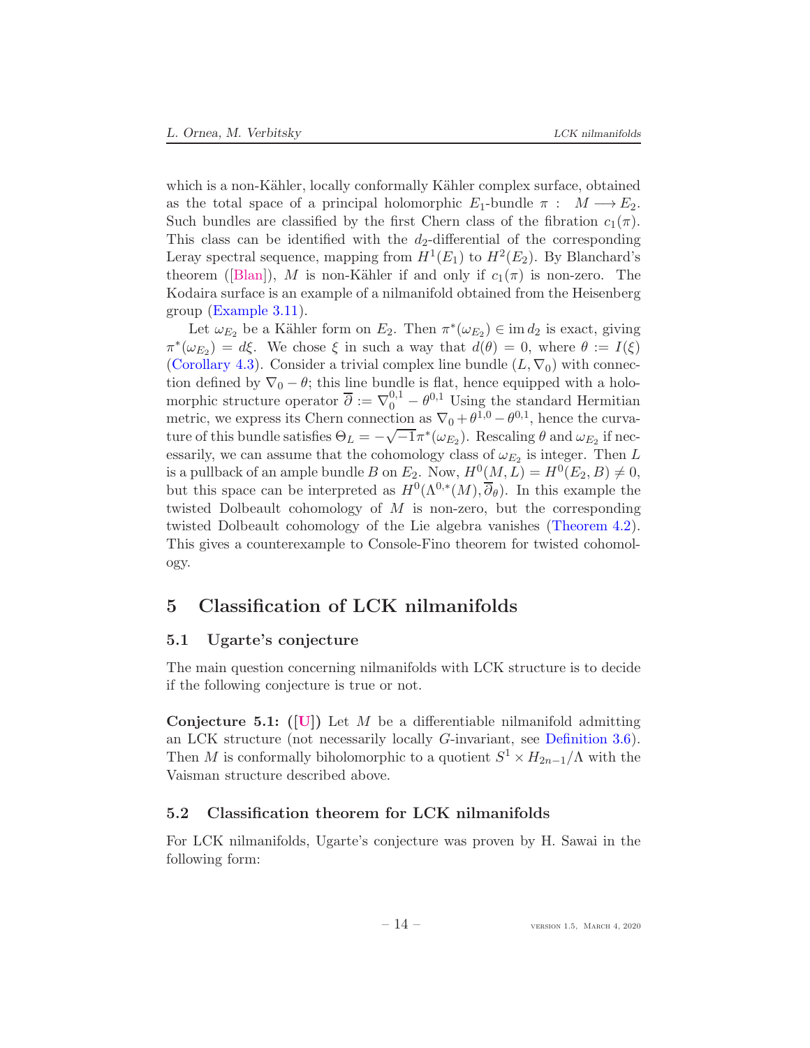which is a non-Kähler, locally conformally Kähler complex surface, obtained as the total space of a principal holomorphic $E_1$-bundle $\pi: \ M \longrightarrow E_2$. Such bundles are classified by the first Chern class of the fibration $c_1(\pi)$. This class can be identified with the $d_2$-differential of the corresponding Leray spectral sequence, mapping from $H^1(E_1)$ to $H^2(E_2)$. By Blanchard's theorem ([Blan]), $M$ is non-Kähler if and only if $c_1(\pi)$ is non-zero. The Kodaira surface is an example of a nilmanifold obtained from the Heisenberg group (Example 3.11).

Let $\omega_{E_2}$ be a Kähler form on $E_2$. Then $\pi^*(\omega_{E_2}) \in \operatorname{im} d_2$ is exact, giving $\pi^*(\omega_{E_2}) = d\xi$. We chose $\xi$ in such a way that $d(\theta) = 0$, where $\theta := I(\xi)$ (Corollary 4.3). Consider a trivial complex line bundle $(L, \nabla_0)$ with connection defined by $\nabla_0 - \theta$; this line bundle is flat, hence equipped with a holomorphic structure operator $\overline{\partial} := \nabla_0^{0,1} - \theta^{0,1}$ Using the standard Hermitian metric, we express its Chern connection as $\nabla_0 + \theta^{1,0} - \theta^{0,1}$, hence the curvature of this bundle satisfies $\Theta_L = -\sqrt{-1}\pi^*(\omega_{E_2})$. Rescaling $\theta$ and $\omega_{E_2}$ if necessarily, we can assume that the cohomology class of $\omega_{E_2}$ is integer. Then $L$ is a pullback of an ample bundle $B$ on $E_2$. Now, $H^0(M, L) = H^0(E_2, B) \neq 0$, but this space can be interpreted as $H^0(\Lambda^{0,*}(M), \overline{\partial}_\theta)$. In this example the twisted Dolbeault cohomology of $M$ is non-zero, but the corresponding twisted Dolbeault cohomology of the Lie algebra vanishes (Theorem 4.2). This gives a counterexample to Console-Fino theorem for twisted cohomology.

# 5 Classification of LCK nilmanifolds

## 5.1 Ugarte's conjecture

The main question concerning nilmanifolds with LCK structure is to decide if the following conjecture is true or not.

**Conjecture 5.1: ([U])** Let $M$ be a differentiable nilmanifold admitting an LCK structure (not necessarily locally $G$-invariant, see Definition 3.6). Then $M$ is conformally biholomorphic to a quotient $S^1 \times H_{2n-1}/\Lambda$ with the Vaisman structure described above.

## 5.2 Classification theorem for LCK nilmanifolds

For LCK nilmanifolds, Ugarte's conjecture was proven by H. Sawai in the following form: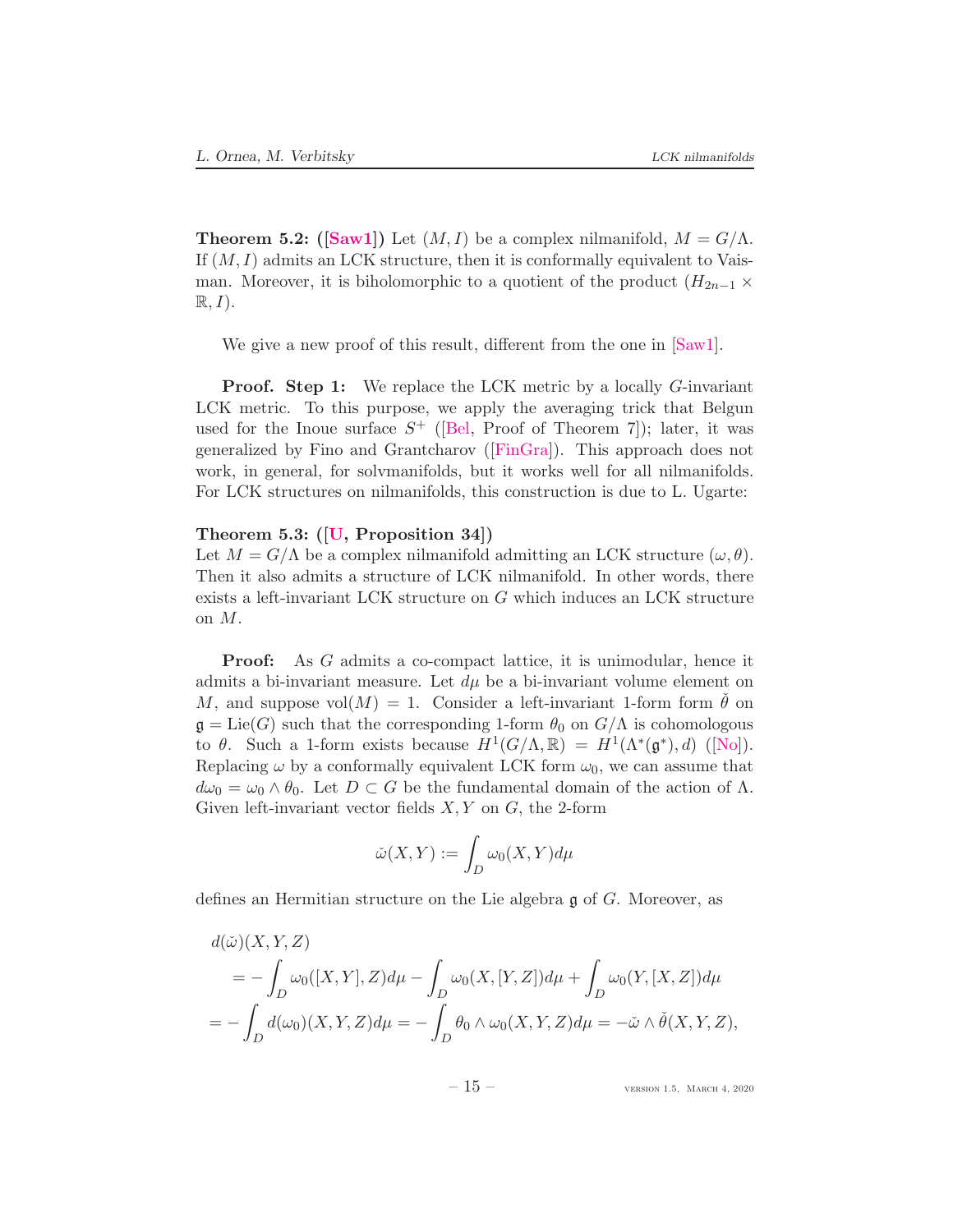**Theorem 5.2: ([Saw1])** Let $(M, I)$ be a complex nilmanifold, $M = G/\Lambda$. If $(M, I)$ admits an LCK structure, then it is conformally equivalent to Vaisman. Moreover, it is biholomorphic to a quotient of the product $(H_{2n-1} \times \mathbb{R}, I)$.

We give a new proof of this result, different from the one in [Saw1].

**Proof. Step 1:** We replace the LCK metric by a locally $G$-invariant LCK metric. To this purpose, we apply the averaging trick that Belgun used for the Inoue surface $S^+$ ([Bel, Proof of Theorem 7]); later, it was generalized by Fino and Grantcharov ([FinGra]). This approach does not work, in general, for solvmanifolds, but it works well for all nilmanifolds. For LCK structures on nilmanifolds, this construction is due to L. Ugarte:

**Theorem 5.3: ([U, Proposition 34])**
Let $M = G/\Lambda$ be a complex nilmanifold admitting an LCK structure $(\omega, \theta)$. Then it also admits a structure of LCK nilmanifold. In other words, there exists a left-invariant LCK structure on $G$ which induces an LCK structure on $M$.

**Proof:** As $G$ admits a co-compact lattice, it is unimodular, hence it admits a bi-invariant measure. Let $d\mu$ be a bi-invariant volume element on $M$, and suppose $\operatorname{vol}(M) = 1$. Consider a left-invariant 1-form form $\check{\theta}$ on $\mathfrak{g} = \operatorname{Lie}(G)$ such that the corresponding 1-form $\theta_0$ on $G/\Lambda$ is cohomologous to $\theta$. Such a 1-form exists because $H^1(G/\Lambda, \mathbb{R}) = H^1(\Lambda^*(\mathfrak{g}^*), d)$ ([No]). Replacing $\omega$ by a conformally equivalent LCK form $\omega_0$, we can assume that $d\omega_0 = \omega_0 \wedge \theta_0$. Let $D \subset G$ be the fundamental domain of the action of $\Lambda$. Given left-invariant vector fields $X, Y$ on $G$, the 2-form

$$\check{\omega}(X, Y) := \int_D \omega_0(X, Y) d\mu$$

defines an Hermitian structure on the Lie algebra $\mathfrak{g}$ of $G$. Moreover, as

$$\begin{aligned}
d(\check{\omega})(X, Y, Z)& \\
&= -\int_D \omega_0([X, Y], Z) d\mu - \int_D \omega_0(X, [Y, Z]) d\mu + \int_D \omega_0(Y, [X, Z]) d\mu \\
&= -\int_D d(\omega_0)(X, Y, Z) d\mu = -\int_D \theta_0 \wedge \omega_0(X, Y, Z) d\mu = -\check{\omega} \wedge \check{\theta}(X, Y, Z),
\end{aligned}$$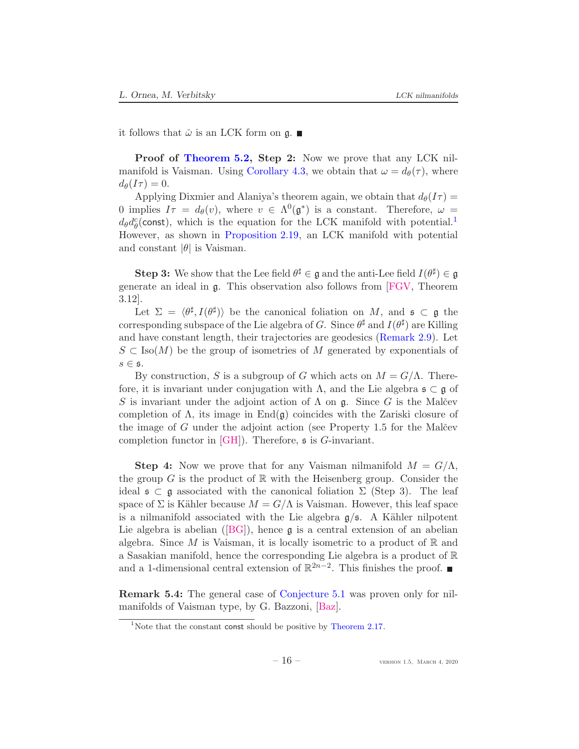it follows that $\tilde{\omega}$ is an LCK form on $\mathfrak{g}$. ■

**Proof of Theorem 5.2, Step 2:** Now we prove that any LCK nilmanifold is Vaisman. Using Corollary 4.3, we obtain that $\omega = d_\theta(\tau)$, where $d_\theta(I\tau) = 0$.

Applying Dixmier and Alaniya's theorem again, we obtain that $d_\theta(I\tau) = 0$ implies $I\tau = d_\theta(v)$, where $v \in \Lambda^0(\mathfrak{g}^*)$ is a constant. Therefore, $\omega = d_\theta d_\theta^c(\mathsf{const})$, which is the equation for the LCK manifold with potential.[1] However, as shown in Proposition 2.19, an LCK manifold with potential and constant $|\theta|$ is Vaisman.

**Step 3:** We show that the Lee field $\theta^\sharp \in \mathfrak{g}$ and the anti-Lee field $I(\theta^\sharp) \in \mathfrak{g}$ generate an ideal in $\mathfrak{g}$. This observation also follows from [FGV, Theorem 3.12].

Let $\Sigma = \langle \theta^\sharp, I(\theta^\sharp)\rangle$ be the canonical foliation on $M$, and $\mathfrak{s} \subset \mathfrak{g}$ the corresponding subspace of the Lie algebra of $G$. Since $\theta^\sharp$ and $I(\theta^\sharp)$ are Killing and have constant length, their trajectories are geodesics (Remark 2.9). Let $S \subset \operatorname{Iso}(M)$ be the group of isometries of $M$ generated by exponentials of $s \in \mathfrak{s}$.

By construction, $S$ is a subgroup of $G$ which acts on $M = G/\Lambda$. Therefore, it is invariant under conjugation with $\Lambda$, and the Lie algebra $\mathfrak{s} \subset \mathfrak{g}$ of $S$ is invariant under the adjoint action of $\Lambda$ on $\mathfrak{g}$. Since $G$ is the Malčev completion of $\Lambda$, its image in $\operatorname{End}(\mathfrak{g})$ coincides with the Zariski closure of the image of $G$ under the adjoint action (see Property 1.5 for the Malčev completion functor in [GH]). Therefore, $\mathfrak{s}$ is $G$-invariant.

**Step 4:** Now we prove that for any Vaisman nilmanifold $M = G/\Lambda$, the group $G$ is the product of $\mathbb{R}$ with the Heisenberg group. Consider the ideal $\mathfrak{s} \subset \mathfrak{g}$ associated with the canonical foliation $\Sigma$ (Step 3). The leaf space of $\Sigma$ is Kähler because $M = G/\Lambda$ is Vaisman. However, this leaf space is a nilmanifold associated with the Lie algebra $\mathfrak{g}/\mathfrak{s}$. A Kähler nilpotent Lie algebra is abelian ([BG]), hence $\mathfrak{g}$ is a central extension of an abelian algebra. Since $M$ is Vaisman, it is locally isometric to a product of $\mathbb{R}$ and a Sasakian manifold, hence the corresponding Lie algebra is a product of $\mathbb{R}$ and a 1-dimensional central extension of $\mathbb{R}^{2n-2}$. This finishes the proof. ■

**Remark 5.4:** The general case of Conjecture 5.1 was proven only for nilmanifolds of Vaisman type, by G. Bazzoni, [Baz].

---

[1] Note that the constant $\mathsf{const}$ should be positive by Theorem 2.17.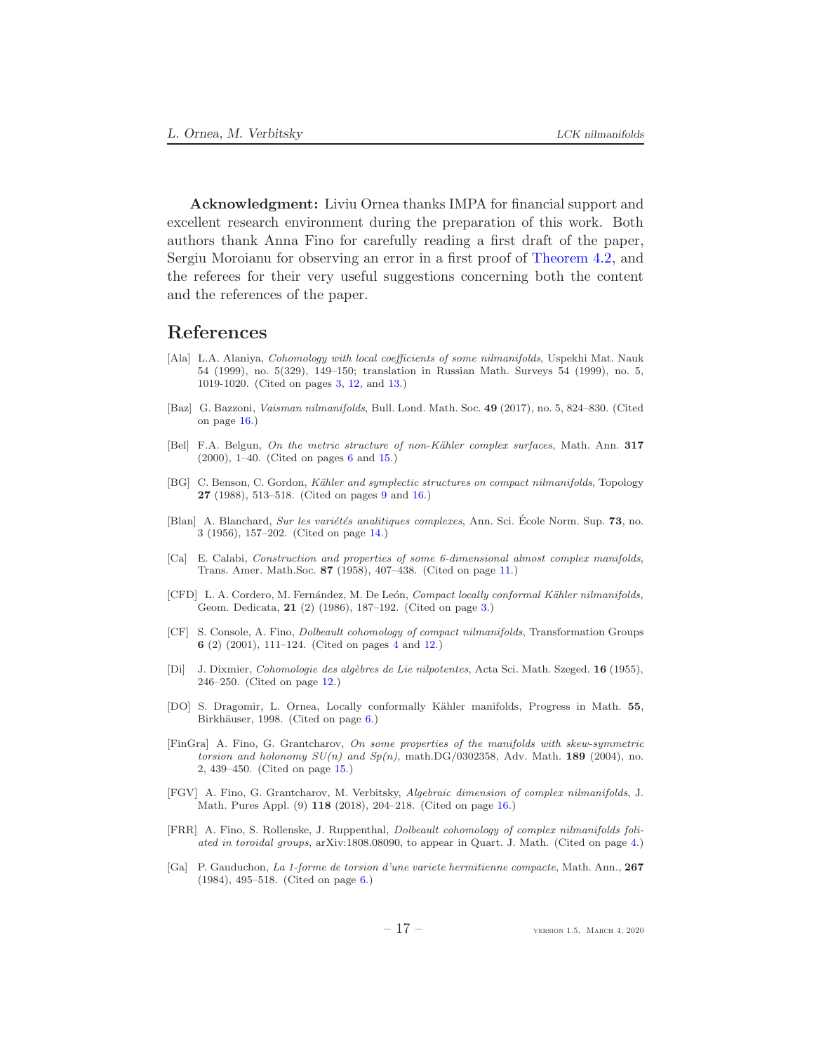**Acknowledgment:** Liviu Ornea thanks IMPA for financial support and excellent research environment during the preparation of this work. Both authors thank Anna Fino for carefully reading a first draft of the paper, Sergiu Moroianu for observing an error in a first proof of Theorem 4.2, and the referees for their very useful suggestions concerning both the content and the references of the paper.

# References

[Ala] L.A. Alaniya, *Cohomology with local coefficients of some nilmanifolds*, Uspekhi Mat. Nauk 54 (1999), no. 5(329), 149–150; translation in Russian Math. Surveys 54 (1999), no. 5, 1019-1020. (Cited on pages 3, 12, and 13.)

[Baz] G. Bazzoni, *Vaisman nilmanifolds*, Bull. Lond. Math. Soc. **49** (2017), no. 5, 824–830. (Cited on page 16.)

[Bel] F.A. Belgun, *On the metric structure of non-Kähler complex surfaces*, Math. Ann. **317** (2000), 1–40. (Cited on pages 6 and 15.)

[BG] C. Benson, C. Gordon, *Kähler and symplectic structures on compact nilmanifolds*, Topology **27** (1988), 513–518. (Cited on pages 9 and 16.)

[Blan] A. Blanchard, *Sur les variétés analitiques complexes*, Ann. Sci. École Norm. Sup. **73**, no. 3 (1956), 157–202. (Cited on page 14.)

[Ca] E. Calabi, *Construction and properties of some 6-dimensional almost complex manifolds*, Trans. Amer. Math.Soc. **87** (1958), 407–438. (Cited on page 11.)

[CFD] L. A. Cordero, M. Fernández, M. De León, *Compact locally conformal Kähler nilmanifolds,* Geom. Dedicata, **21** (2) (1986), 187–192. (Cited on page 3.)

[CF] S. Console, A. Fino, *Dolbeault cohomology of compact nilmanifolds*, Transformation Groups **6** (2) (2001), 111–124. (Cited on pages 4 and 12.)

[Di] J. Dixmier, *Cohomologie des algèbres de Lie nilpotentes*, Acta Sci. Math. Szeged. **16** (1955), 246–250. (Cited on page 12.)

[DO] S. Dragomir, L. Ornea, Locally conformally Kähler manifolds, Progress in Math. **55**, Birkhäuser, 1998. (Cited on page 6.)

[FinGra] A. Fino, G. Grantcharov, *On some properties of the manifolds with skew-symmetric torsion and holonomy SU(n) and Sp(n)*, math.DG/0302358, Adv. Math. **189** (2004), no. 2, 439–450. (Cited on page 15.)

[FGV] A. Fino, G. Grantcharov, M. Verbitsky, *Algebraic dimension of complex nilmanifolds*, J. Math. Pures Appl. (9) **118** (2018), 204–218. (Cited on page 16.)

[FRR] A. Fino, S. Rollenske, J. Ruppenthal, *Dolbeault cohomology of complex nilmanifolds foliated in toroidal groups*, arXiv:1808.08090, to appear in Quart. J. Math. (Cited on page 4.)

[Ga] P. Gauduchon, *La 1-forme de torsion d'une variete hermitienne compacte*, Math. Ann., **267** (1984), 495–518. (Cited on page 6.)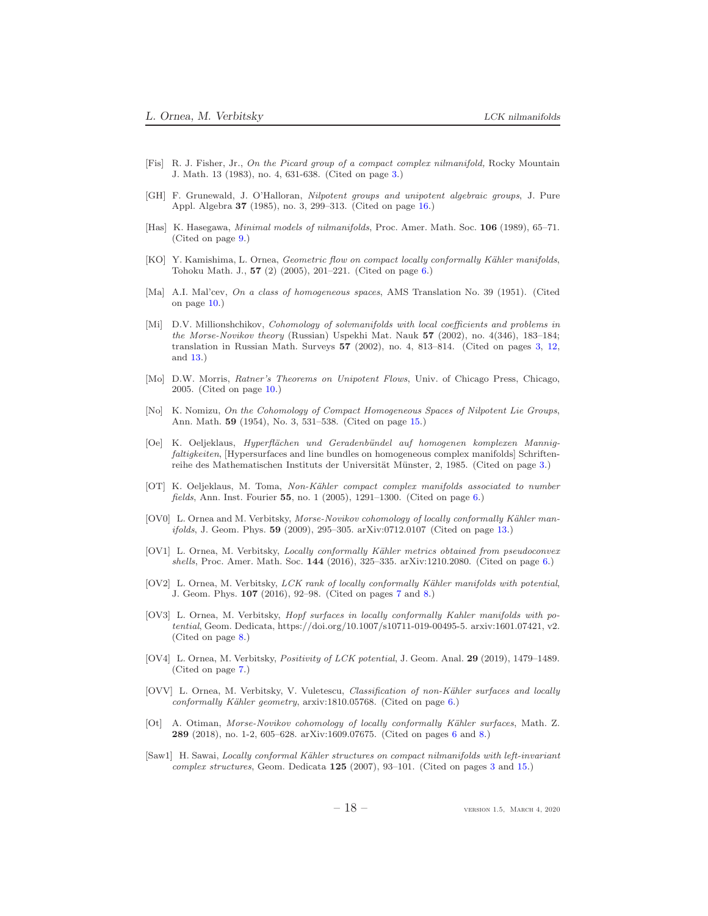[Fis] R. J. Fisher, Jr., *On the Picard group of a compact complex nilmanifold,* Rocky Mountain J. Math. 13 (1983), no. 4, 631-638. (Cited on page 3.)

[GH] F. Grunewald, J. O'Halloran, *Nilpotent groups and unipotent algebraic groups*, J. Pure Appl. Algebra **37** (1985), no. 3, 299–313. (Cited on page 16.)

[Has] K. Hasegawa, *Minimal models of nilmanifolds*, Proc. Amer. Math. Soc. **106** (1989), 65–71. (Cited on page 9.)

[KO] Y. Kamishima, L. Ornea, *Geometric flow on compact locally conformally Kähler manifolds*, Tohoku Math. J., **57** (2) (2005), 201–221. (Cited on page 6.)

[Ma] A.I. Mal'cev, *On a class of homogeneous spaces*, AMS Translation No. 39 (1951). (Cited on page 10.)

[Mi] D.V. Millionshchikov, *Cohomology of solvmanifolds with local coefficients and problems in the Morse-Novikov theory* (Russian) Uspekhi Mat. Nauk **57** (2002), no. 4(346), 183–184; translation in Russian Math. Surveys **57** (2002), no. 4, 813–814. (Cited on pages 3, 12, and 13.)

[Mo] D.W. Morris, *Ratner's Theorems on Unipotent Flows*, Univ. of Chicago Press, Chicago, 2005. (Cited on page 10.)

[No] K. Nomizu, *On the Cohomology of Compact Homogeneous Spaces of Nilpotent Lie Groups*, Ann. Math. **59** (1954), No. 3, 531–538. (Cited on page 15.)

[Oe] K. Oeljeklaus, *Hyperflächen und Geradenbündel auf homogenen komplexen Mannigfaltigkeiten*, [Hypersurfaces and line bundles on homogeneous complex manifolds] Schriftenreihe des Mathematischen Instituts der Universität Münster, 2, 1985. (Cited on page 3.)

[OT] K. Oeljeklaus, M. Toma, *Non-Kähler compact complex manifolds associated to number fields*, Ann. Inst. Fourier **55**, no. 1 (2005), 1291–1300. (Cited on page 6.)

[OV0] L. Ornea and M. Verbitsky, *Morse-Novikov cohomology of locally conformally Kähler manifolds*, J. Geom. Phys. **59** (2009), 295–305. arXiv:0712.0107 (Cited on page 13.)

[OV1] L. Ornea, M. Verbitsky, *Locally conformally Kähler metrics obtained from pseudoconvex shells*, Proc. Amer. Math. Soc. **144** (2016), 325–335. arXiv:1210.2080. (Cited on page 6.)

[OV2] L. Ornea, M. Verbitsky, *LCK rank of locally conformally Kähler manifolds with potential*, J. Geom. Phys. **107** (2016), 92–98. (Cited on pages 7 and 8.)

[OV3] L. Ornea, M. Verbitsky, *Hopf surfaces in locally conformally Kahler manifolds with potential*, Geom. Dedicata, https://doi.org/10.1007/s10711-019-00495-5. arxiv:1601.07421, v2. (Cited on page 8.)

[OV4] L. Ornea, M. Verbitsky, *Positivity of LCK potential*, J. Geom. Anal. **29** (2019), 1479–1489. (Cited on page 7.)

[OVV] L. Ornea, M. Verbitsky, V. Vuletescu, *Classification of non-Kähler surfaces and locally conformally Kähler geometry*, arxiv:1810.05768. (Cited on page 6.)

[Ot] A. Otiman, *Morse-Novikov cohomology of locally conformally Kähler surfaces*, Math. Z. **289** (2018), no. 1-2, 605–628. arXiv:1609.07675. (Cited on pages 6 and 8.)

[Saw1] H. Sawai, *Locally conformal Kähler structures on compact nilmanifolds with left-invariant complex structures*, Geom. Dedicata **125** (2007), 93–101. (Cited on pages 3 and 15.)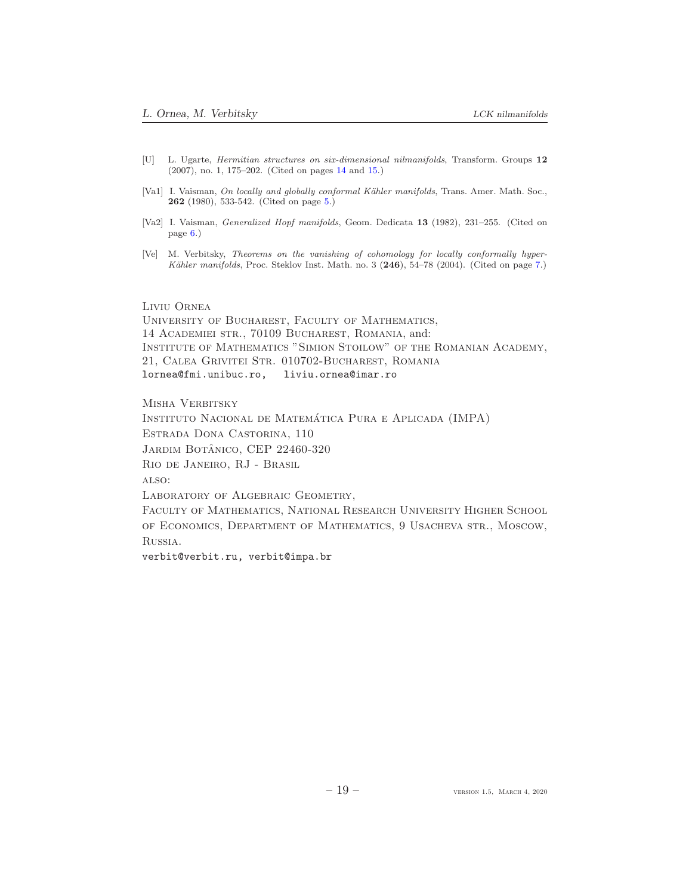- [U] L. Ugarte, *Hermitian structures on six-dimensional nilmanifolds*, Transform. Groups **12** (2007), no. 1, 175–202. (Cited on pages 14 and 15.)
- [Va1] I. Vaisman, *On locally and globally conformal Kähler manifolds*, Trans. Amer. Math. Soc., **262** (1980), 533-542. (Cited on page 5.)
- [Va2] I. Vaisman, *Generalized Hopf manifolds*, Geom. Dedicata **13** (1982), 231–255. (Cited on page 6.)
- [Ve] M. Verbitsky, *Theorems on the vanishing of cohomology for locally conformally hyper-Kähler manifolds*, Proc. Steklov Inst. Math. no. 3 (**246**), 54–78 (2004). (Cited on page 7.)

Liviu Ornea
University of Bucharest, Faculty of Mathematics,
14 Academiei str., 70109 Bucharest, Romania, and:
Institute of Mathematics "Simion Stoilow" of the Romanian Academy,
21, Calea Grivitei Str. 010702-Bucharest, Romania
lornea@fmi.unibuc.ro, liviu.ornea@imar.ro

Misha Verbitsky
Instituto Nacional de Matemática Pura e Aplicada (IMPA)
Estrada Dona Castorina, 110
Jardim Botânico, CEP 22460-320
Rio de Janeiro, RJ - Brasil
also:
Laboratory of Algebraic Geometry,
Faculty of Mathematics, National Research University Higher School of Economics, Department of Mathematics, 9 Usacheva str., Moscow, Russia.
verbit@verbit.ru, verbit@impa.br